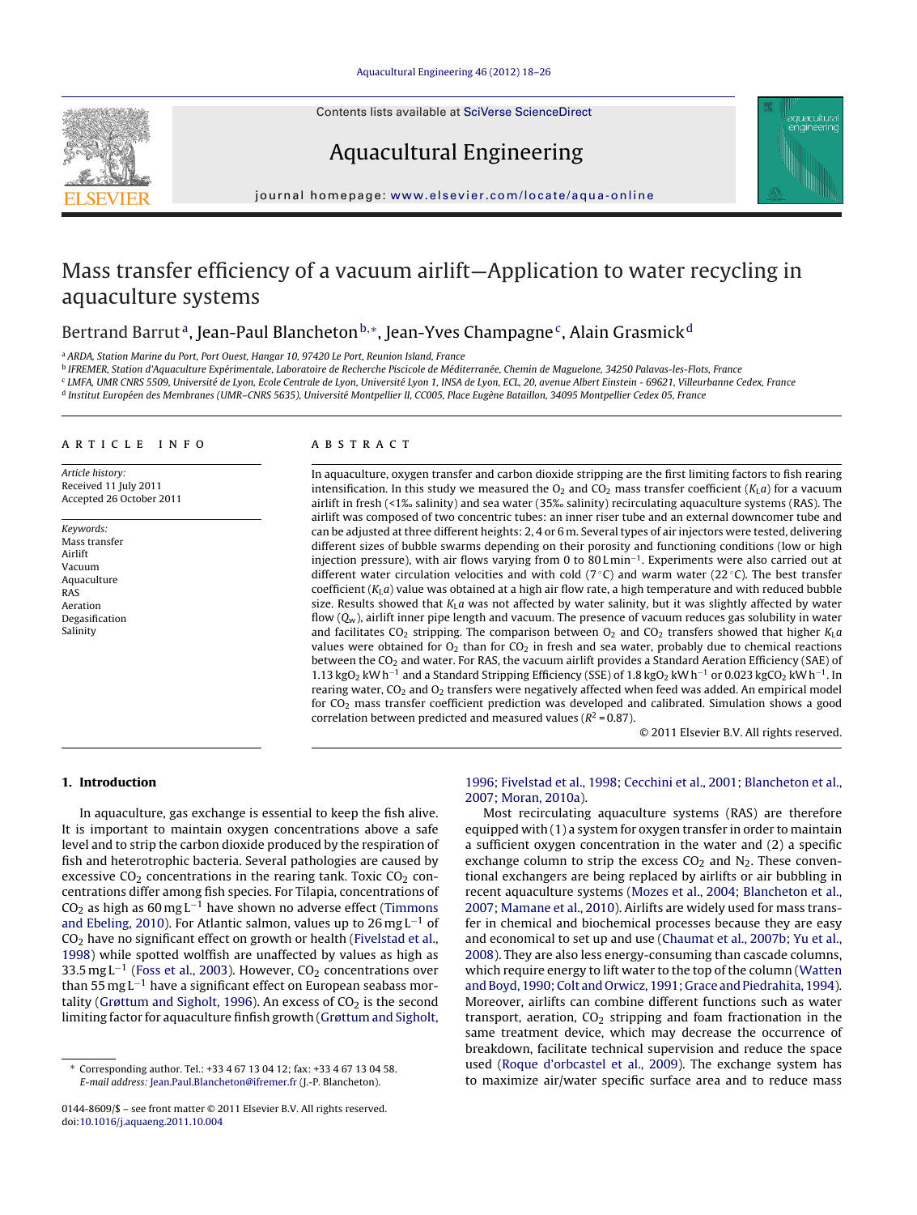# Mass transfer efficiency of a vacuum airlift—Application to water recycling in aquaculture systems

Bertrand Barrut[a], Jean-Paul Blancheton[b,*], Jean-Yves Champagne[c], Alain Grasmick[d]

[a] ARDA, Station Marine du Port, Port Ouest, Hangar 10, 97420 Le Port, Reunion Island, France

[b] IFREMER, Station d'Aquaculture Expérimentale, Laboratoire de Recherche Piscicole de Méditerranée, Chemin de Maguelone, 34250 Palavas-les-Flots, France

[c] LMFA, UMR CNRS 5509, Université de Lyon, Ecole Centrale de Lyon, Université Lyon 1, INSA de Lyon, ECL, 20, avenue Albert Einstein - 69621, Villeurbanne Cedex, France

[d] Institut Européen des Membranes (UMR–CNRS 5635), Université Montpellier II, CC005, Place Eugène Bataillon, 34095 Montpellier Cedex 05, France

## ARTICLE INFO

*Article history:*
Received 11 July 2011
Accepted 26 October 2011

*Keywords:*
Mass transfer
Airlift
Vacuum
Aquaculture
RAS
Aeration
Degasification
Salinity

## ABSTRACT

In aquaculture, oxygen transfer and carbon dioxide stripping are the first limiting factors to fish rearing intensification. In this study we measured the $O_2$ and $CO_2$ mass transfer coefficient ($K_La$) for a vacuum airlift in fresh (<1‰ salinity) and sea water (35‰ salinity) recirculating aquaculture systems (RAS). The airlift was composed of two concentric tubes: an inner riser tube and an external downcomer tube and can be adjusted at three different heights: 2, 4 or 6 m. Several types of air injectors were tested, delivering different sizes of bubble swarms depending on their porosity and functioning conditions (low or high injection pressure), with air flows varying from 0 to 80 L min$^{-1}$. Experiments were also carried out at different water circulation velocities and with cold (7 °C) and warm water (22 °C). The best transfer coefficient ($K_La$) value was obtained at a high air flow rate, a high temperature and with reduced bubble size. Results showed that $K_La$ was not affected by water salinity, but it was slightly affected by water flow ($Q_w$), airlift inner pipe length and vacuum. The presence of vacuum reduces gas solubility in water and facilitates $CO_2$ stripping. The comparison between $O_2$ and $CO_2$ transfers showed that higher $K_La$ values were obtained for $O_2$ than for $CO_2$ in fresh and sea water, probably due to chemical reactions between the $CO_2$ and water. For RAS, the vacuum airlift provides a Standard Aeration Efficiency (SAE) of 1.13 kg$O_2$ kW h$^{-1}$ and a Standard Stripping Efficiency (SSE) of 1.8 kg$O_2$ kW h$^{-1}$ or 0.023 kg$CO_2$ kW h$^{-1}$. In rearing water, $CO_2$ and $O_2$ transfers were negatively affected when feed was added. An empirical model for $CO_2$ mass transfer coefficient prediction was developed and calibrated. Simulation shows a good correlation between predicted and measured values ($R^2$ = 0.87).

© 2011 Elsevier B.V. All rights reserved.

## 1. Introduction

In aquaculture, gas exchange is essential to keep the fish alive. It is important to maintain oxygen concentrations above a safe level and to strip the carbon dioxide produced by the respiration of fish and heterotrophic bacteria. Several pathologies are caused by excessive $CO_2$ concentrations in the rearing tank. Toxic $CO_2$ concentrations differ among fish species. For Tilapia, concentrations of $CO_2$ as high as 60 mg L$^{-1}$ have shown no adverse effect (Timmons and Ebeling, 2010). For Atlantic salmon, values up to 26 mg L$^{-1}$ of $CO_2$ have no significant effect on growth or health (Fivelstad et al., 1998) while spotted wolffish are unaffected by values as high as 33.5 mg L$^{-1}$ (Foss et al., 2003). However, $CO_2$ concentrations over than 55 mg L$^{-1}$ have a significant effect on European seabass mortality (Grøttum and Sigholt, 1996). An excess of $CO_2$ is the second limiting factor for aquaculture finfish growth (Grøttum and Sigholt, 1996; Fivelstad et al., 1998; Cecchini et al., 2001; Blancheton et al., 2007; Moran, 2010a).

Most recirculating aquaculture systems (RAS) are therefore equipped with (1) a system for oxygen transfer in order to maintain a sufficient oxygen concentration in the water and (2) a specific exchange column to strip the excess $CO_2$ and $N_2$. These conventional exchangers are being replaced by airlifts or air bubbling in recent aquaculture systems (Mozes et al., 2004; Blancheton et al., 2007; Mamane et al., 2010). Airlifts are widely used for mass transfer in chemical and biochemical processes because they are easy and economical to set up and use (Chaumat et al., 2007b; Yu et al., 2008). They are also less energy-consuming than cascade columns, which require energy to lift water to the top of the column (Watten and Boyd, 1990; Colt and Orwicz, 1991; Grace and Piedrahita, 1994). Moreover, airlifts can combine different functions such as water transport, aeration, $CO_2$ stripping and foam fractionation in the same treatment device, which may decrease the occurrence of breakdown, facilitate technical supervision and reduce the space used (Roque d'orbcastel et al., 2009). The exchange system has to maximize air/water specific surface area and to reduce mass

* Corresponding author. Tel.: +33 4 67 13 04 12; fax: +33 4 67 13 04 58.
*E-mail address:* Jean.Paul.Blancheton@ifremer.fr (J.-P. Blancheton).

0144-8609/$ – see front matter © 2011 Elsevier B.V. All rights reserved.
doi:10.1016/j.aquaeng.2011.10.004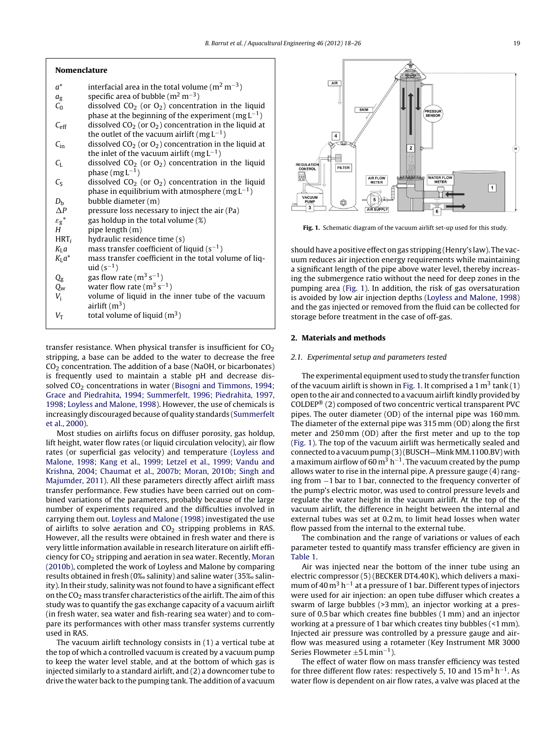## Nomenclature

| | |
|---|---|
| $a^*$ | interfacial area in the total volume ($m^2\ m^{-3}$) |
| $a_g$ | specific area of bubble ($m^2\ m^{-3}$) |
| $C_0$ | dissolved $CO_2$ (or $O_2$) concentration in the liquid phase at the beginning of the experiment ($mg\ L^{-1}$) |
| $C_{eff}$ | dissolved $CO_2$ (or $O_2$) concentration in the liquid at the outlet of the vacuum airlift ($mg\ L^{-1}$) |
| $C_{in}$ | dissolved $CO_2$ (or $O_2$) concentration in the liquid at the inlet of the vacuum airlift ($mg\ L^{-1}$) |
| $C_L$ | dissolved $CO_2$ (or $O_2$) concentration in the liquid phase ($mg\ L^{-1}$) |
| $C_S$ | dissolved $CO_2$ (or $O_2$) concentration in the liquid phase in equilibrium with atmosphere ($mg\ L^{-1}$) |
| $D_b$ | bubble diameter (m) |
| $\Delta P$ | pressure loss necessary to inject the air (Pa) |
| $\varepsilon_g{}^*$ | gas holdup in the total volume (%) |
| $H$ | pipe length (m) |
| $HRT_i$ | hydraulic residence time (s) |
| $K_La$ | mass transfer coefficient of liquid ($s^{-1}$) |
| $K_La^*$ | mass transfer coefficient in the total volume of liquid ($s^{-1}$) |
| $Q_g$ | gas flow rate ($m^3\ s^{-1}$) |
| $Q_w$ | water flow rate ($m^3\ s^{-1}$) |
| $V_i$ | volume of liquid in the inner tube of the vacuum airlift ($m^3$) |
| $V_T$ | total volume of liquid ($m^3$) |

transfer resistance. When physical transfer is insufficient for $CO_2$ stripping, a base can be added to the water to decrease the free $CO_2$ concentration. The addition of a base (NaOH, or bicarbonates) is frequently used to maintain a stable pH and decrease dissolved $CO_2$ concentrations in water (Bisogni and Timmons, 1994; Grace and Piedrahita, 1994; Summerfelt, 1996; Piedrahita, 1997, 1998; Loyless and Malone, 1998). However, the use of chemicals is increasingly discouraged because of quality standards (Summerfelt et al., 2000).

Most studies on airlifts focus on diffuser porosity, gas holdup, lift height, water flow rates (or liquid circulation velocity), air flow rates (or superficial gas velocity) and temperature (Loyless and Malone, 1998; Kang et al., 1999; Letzel et al., 1999; Vandu and Krishna, 2004; Chaumat et al., 2007b; Moran, 2010b; Singh and Majumder, 2011). All these parameters directly affect airlift mass transfer performance. Few studies have been carried out on combined variations of the parameters, probably because of the large number of experiments required and the difficulties involved in carrying them out. Loyless and Malone (1998) investigated the use of airlifts to solve aeration and $CO_2$ stripping problems in RAS. However, all the results were obtained in fresh water and there is very little information available in research literature on airlift efficiency for $CO_2$ stripping and aeration in sea water. Recently, Moran (2010b), completed the work of Loyless and Malone by comparing results obtained in fresh (0‰ salinity) and saline water (35‰ salinity). In their study, salinity was not found to have a significant effect on the $CO_2$ mass transfer characteristics of the airlift. The aim of this study was to quantify the gas exchange capacity of a vacuum airlift (in fresh water, sea water and fish-rearing sea water) and to compare its performances with other mass transfer systems currently used in RAS.

The vacuum airlift technology consists in (1) a vertical tube at the top of which a controlled vacuum is created by a vacuum pump to keep the water level stable, and at the bottom of which gas is injected similarly to a standard airlift, and (2) a downcomer tube to drive the water back to the pumping tank. The addition of a vacuum should have a positive effect on gas stripping (Henry's law). The vacuum reduces air injection energy requirements while maintaining a significant length of the pipe above water level, thereby increasing the submergence ratio without the need for deep zones in the pumping area (Fig. 1). In addition, the risk of gas oversaturation is avoided by low air injection depths (Loyless and Malone, 1998) and the gas injected or removed from the fluid can be collected for storage before treatment in the case of off-gas.

Fig. 1. Schematic diagram of the vacuum airlift set-up used for this study.

## 2. Materials and methods

### 2.1. Experimental setup and parameters tested

The experimental equipment used to study the transfer function of the vacuum airlift is shown in Fig. 1. It comprised a 1 $m^3$ tank (1) open to the air and connected to a vacuum airlift kindly provided by COLDEP® (2) composed of two concentric vertical transparent PVC pipes. The outer diameter (OD) of the internal pipe was 160 mm. The diameter of the external pipe was 315 mm (OD) along the first meter and 250 mm (OD) after the first meter and up to the top (Fig. 1). The top of the vacuum airlift was hermetically sealed and connected to a vacuum pump (3) (BUSCH—Mink MM.1100.BV) with a maximum airflow of 60 $m^3\ h^{-1}$. The vacuum created by the pump allows water to rise in the internal pipe. A pressure gauge (4) ranging from −1 bar to 1 bar, connected to the frequency converter of the pump's electric motor, was used to control pressure levels and regulate the water height in the vacuum airlift. At the top of the vacuum airlift, the difference in height between the internal and external tubes was set at 0.2 m, to limit head losses when water flow passed from the internal to the external tube.

The combination and the range of variations or values of each parameter tested to quantify mass transfer efficiency are given in Table 1.

Air was injected near the bottom of the inner tube using an electric compressor (5) (BECKER DT4.40 K), which delivers a maximum of 40 $m^3\ h^{-1}$ at a pressure of 1 bar. Different types of injectors were used for air injection: an open tube diffuser which creates a swarm of large bubbles (>3 mm), an injector working at a pressure of 0.5 bar which creates fine bubbles (1 mm) and an injector working at a pressure of 1 bar which creates tiny bubbles (<1 mm). Injected air pressure was controlled by a pressure gauge and airflow was measured using a rotameter (Key Instrument MR 3000 Series Flowmeter ±5 $L\ min^{-1}$).

The effect of water flow on mass transfer efficiency was tested for three different flow rates: respectively 5, 10 and 15 $m^3\ h^{-1}$. As water flow is dependent on air flow rates, a valve was placed at the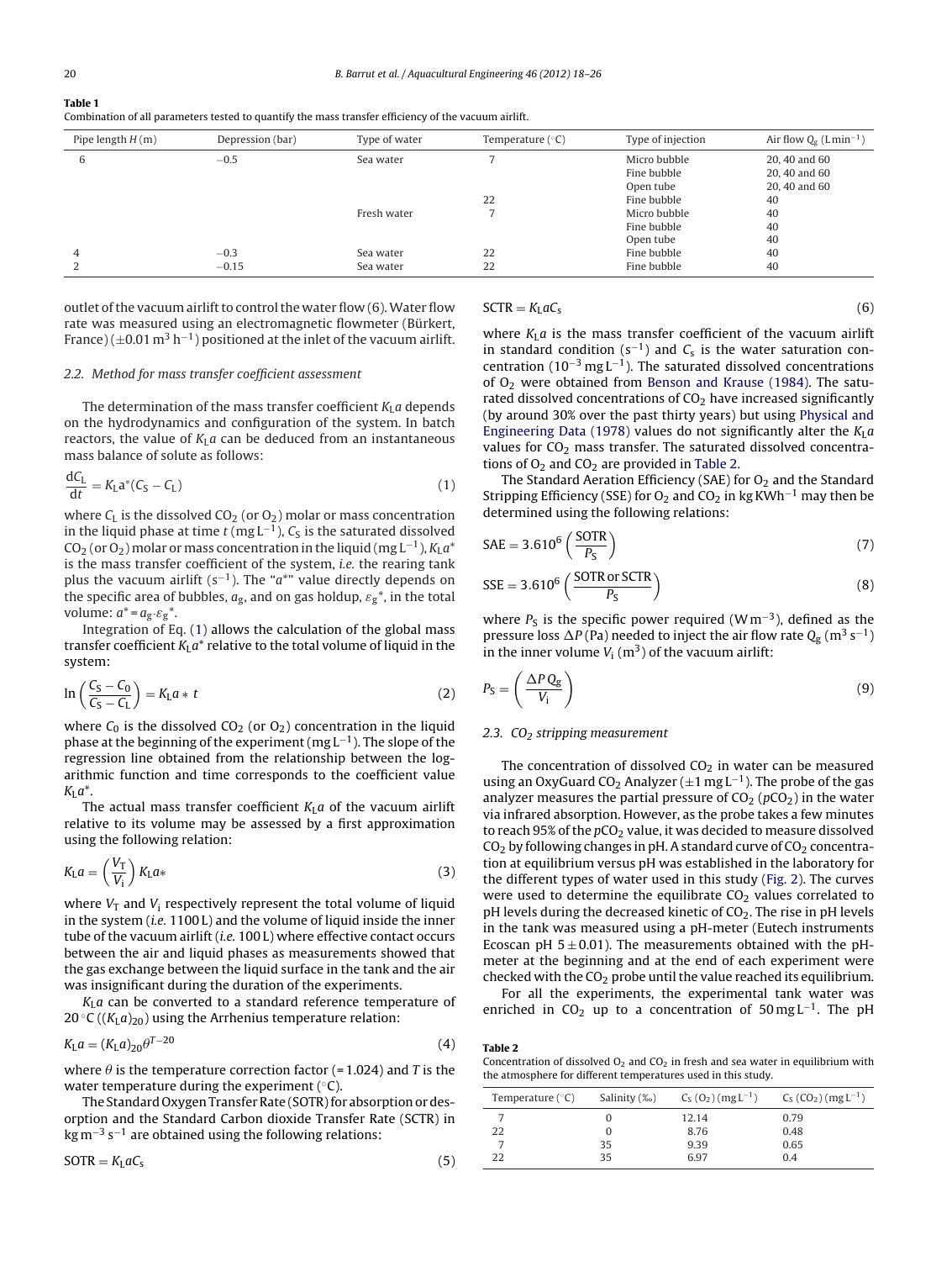**Table 1**
Combination of all parameters tested to quantify the mass transfer efficiency of the vacuum airlift.

| Pipe length $H$ (m) | Depression (bar) | Type of water | Temperature (°C) | Type of injection | Air flow $Q_g$ (L min$^{-1}$) |
|---|---|---|---|---|---|
| 6 | −0.5 | Sea water | 7 | Micro bubble | 20, 40 and 60 |
| | | | | Fine bubble | 20, 40 and 60 |
| | | | | Open tube | 20, 40 and 60 |
| | | | 22 | Fine bubble | 40 |
| | | Fresh water | 7 | Micro bubble | 40 |
| | | | | Fine bubble | 40 |
| | | | | Open tube | 40 |
| 4 | −0.3 | Sea water | 22 | Fine bubble | 40 |
| 2 | −0.15 | Sea water | 22 | Fine bubble | 40 |

outlet of the vacuum airlift to control the water flow (6). Water flow rate was measured using an electromagnetic flowmeter (Bürkert, France) (±0.01 m$^3$ h$^{-1}$) positioned at the inlet of the vacuum airlift.

### 2.2. Method for mass transfer coefficient assessment

The determination of the mass transfer coefficient $K_La$ depends on the hydrodynamics and configuration of the system. In batch reactors, the value of $K_La$ can be deduced from an instantaneous mass balance of solute as follows:

$$\frac{dC_L}{dt} = K_La^*(C_S - C_L) \tag{1}$$

where $C_L$ is the dissolved $CO_2$ (or $O_2$) molar or mass concentration in the liquid phase at time $t$ (mg L$^{-1}$), $C_S$ is the saturated dissolved $CO_2$ (or $O_2$) molar or mass concentration in the liquid (mg L$^{-1}$), $K_La^*$ is the mass transfer coefficient of the system, *i.e.* the rearing tank plus the vacuum airlift (s$^{-1}$). The "$a^*$" value directly depends on the specific area of bubbles, $a_g$, and on gas holdup, $\varepsilon_g{}^*$, in the total volume: $a^* = a_g \cdot \varepsilon_g{}^*$.

Integration of Eq. (1) allows the calculation of the global mass transfer coefficient $K_La^*$ relative to the total volume of liquid in the system:

$$\ln\left(\frac{C_S - C_0}{C_S - C_L}\right) = K_La * t \tag{2}$$

where $C_0$ is the dissolved $CO_2$ (or $O_2$) concentration in the liquid phase at the beginning of the experiment (mg L$^{-1}$). The slope of the regression line obtained from the relationship between the logarithmic function and time corresponds to the coefficient value $K_La^*$.

The actual mass transfer coefficient $K_La$ of the vacuum airlift relative to its volume may be assessed by a first approximation using the following relation:

$$K_La = \left(\frac{V_T}{V_i}\right) K_La* \tag{3}$$

where $V_T$ and $V_i$ respectively represent the total volume of liquid in the system (*i.e.* 1100 L) and the volume of liquid inside the inner tube of the vacuum airlift (*i.e.* 100 L) where effective contact occurs between the air and liquid phases as measurements showed that the gas exchange between the liquid surface in the tank and the air was insignificant during the duration of the experiments.

$K_La$ can be converted to a standard reference temperature of 20 °C ($(K_La)_{20}$) using the Arrhenius temperature relation:

$$K_La = (K_La)_{20}\theta^{T-20} \tag{4}$$

where $\theta$ is the temperature correction factor (= 1.024) and $T$ is the water temperature during the experiment (°C).

The Standard Oxygen Transfer Rate (SOTR) for absorption or desorption and the Standard Carbon dioxide Transfer Rate (SCTR) in kg m$^{-3}$ s$^{-1}$ are obtained using the following relations:

$$\text{SOTR} = K_LaC_s \tag{5}$$

$$\text{SCTR} = K_LaC_s \tag{6}$$

where $K_La$ is the mass transfer coefficient of the vacuum airlift in standard condition (s$^{-1}$) and $C_s$ is the water saturation concentration (10$^{-3}$ mg L$^{-1}$). The saturated dissolved concentrations of $O_2$ were obtained from Benson and Krause (1984). The saturated dissolved concentrations of $CO_2$ have increased significantly (by around 30% over the past thirty years) but using Physical and Engineering Data (1978) values do not significantly alter the $K_La$ values for $CO_2$ mass transfer. The saturated dissolved concentrations of $O_2$ and $CO_2$ are provided in Table 2.

The Standard Aeration Efficiency (SAE) for $O_2$ and the Standard Stripping Efficiency (SSE) for $O_2$ and $CO_2$ in kg KWh$^{-1}$ may then be determined using the following relations:

$$\text{SAE} = 3.610^6\left(\frac{\text{SOTR}}{P_S}\right) \tag{7}$$

$$\text{SSE} = 3.610^6\left(\frac{\text{SOTR or SCTR}}{P_S}\right) \tag{8}$$

where $P_S$ is the specific power required (W m$^{-3}$), defined as the pressure loss $\Delta P$ (Pa) needed to inject the air flow rate $Q_g$ (m$^3$ s$^{-1}$) in the inner volume $V_i$ (m$^3$) of the vacuum airlift:

$$P_S = \left(\frac{\Delta P\, Q_g}{V_i}\right) \tag{9}$$

### 2.3. $CO_2$ stripping measurement

The concentration of dissolved $CO_2$ in water can be measured using an OxyGuard $CO_2$ Analyzer (±1 mg L$^{-1}$). The probe of the gas analyzer measures the partial pressure of $CO_2$ ($pCO_2$) in the water via infrared absorption. However, as the probe takes a few minutes to reach 95% of the $pCO_2$ value, it was decided to measure dissolved $CO_2$ by following changes in pH. A standard curve of $CO_2$ concentration at equilibrium versus pH was established in the laboratory for the different types of water used in this study (Fig. 2). The curves were used to determine the equilibrate $CO_2$ values correlated to pH levels during the decreased kinetic of $CO_2$. The rise in pH levels in the tank was measured using a pH-meter (Eutech instruments Ecoscan pH 5 ± 0.01). The measurements obtained with the pH-meter at the beginning and at the end of each experiment were checked with the $CO_2$ probe until the value reached its equilibrium.

For all the experiments, the experimental tank water was enriched in $CO_2$ up to a concentration of 50 mg L$^{-1}$. The pH

**Table 2**
Concentration of dissolved $O_2$ and $CO_2$ in fresh and sea water in equilibrium with the atmosphere for different temperatures used in this study.

| Temperature (°C) | Salinity (‰) | $C_S$ ($O_2$) (mg L$^{-1}$) | $C_S$ ($CO_2$) (mg L$^{-1}$) |
|---|---|---|---|
| 7 | 0 | 12.14 | 0.79 |
| 22 | 0 | 8.76 | 0.48 |
| 7 | 35 | 9.39 | 0.65 |
| 22 | 35 | 6.97 | 0.4 |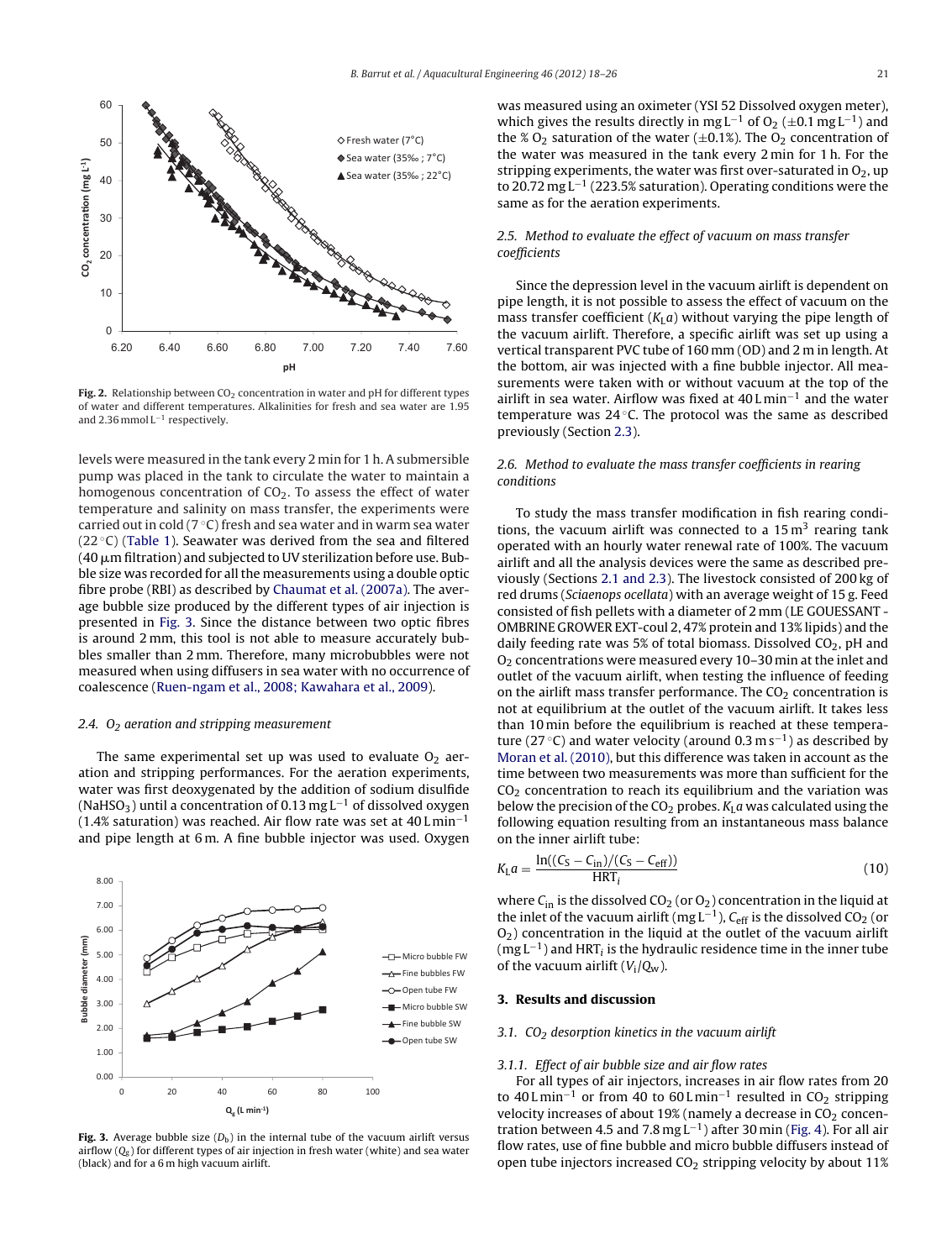Fig. 2. Relationship between $CO_2$ concentration in water and pH for different types of water and different temperatures. Alkalinities for fresh and sea water are 1.95 and 2.36 mmol $L^{-1}$ respectively.

levels were measured in the tank every 2 min for 1 h. A submersible pump was placed in the tank to circulate the water to maintain a homogenous concentration of $CO_2$. To assess the effect of water temperature and salinity on mass transfer, the experiments were carried out in cold (7 °C) fresh and sea water and in warm sea water (22 °C) (Table 1). Seawater was derived from the sea and filtered (40 μm filtration) and subjected to UV sterilization before use. Bubble size was recorded for all the measurements using a double optic fibre probe (RBI) as described by Chaumat et al. (2007a). The average bubble size produced by the different types of air injection is presented in Fig. 3. Since the distance between two optic fibres is around 2 mm, this tool is not able to measure accurately bubbles smaller than 2 mm. Therefore, many microbubbles were not measured when using diffusers in sea water with no occurrence of coalescence (Ruen-ngam et al., 2008; Kawahara et al., 2009).

### 2.4. $O_2$ aeration and stripping measurement

The same experimental set up was used to evaluate $O_2$ aeration and stripping performances. For the aeration experiments, water was first deoxygenated by the addition of sodium disulfide ($NaHSO_3$) until a concentration of 0.13 mg $L^{-1}$ of dissolved oxygen (1.4% saturation) was reached. Air flow rate was set at 40 L $min^{-1}$ and pipe length at 6 m. A fine bubble injector was used. Oxygen was measured using an oximeter (YSI 52 Dissolved oxygen meter), which gives the results directly in mg $L^{-1}$ of $O_2$ (±0.1 mg $L^{-1}$) and the % $O_2$ saturation of the water (±0.1%). The $O_2$ concentration of the water was measured in the tank every 2 min for 1 h. For the stripping experiments, the water was first over-saturated in $O_2$, up to 20.72 mg $L^{-1}$ (223.5% saturation). Operating conditions were the same as for the aeration experiments.

Fig. 3. Average bubble size ($D_b$) in the internal tube of the vacuum airlift versus airflow ($Q_g$) for different types of air injection in fresh water (white) and sea water (black) and for a 6 m high vacuum airlift.

### 2.5. Method to evaluate the effect of vacuum on mass transfer coefficients

Since the depression level in the vacuum airlift is dependent on pipe length, it is not possible to assess the effect of vacuum on the mass transfer coefficient ($K_La$) without varying the pipe length of the vacuum airlift. Therefore, a specific airlift was set up using a vertical transparent PVC tube of 160 mm (OD) and 2 m in length. At the bottom, air was injected with a fine bubble injector. All measurements were taken with or without vacuum at the top of the airlift in sea water. Airflow was fixed at 40 L $min^{-1}$ and the water temperature was 24 °C. The protocol was the same as described previously (Section 2.3).

### 2.6. Method to evaluate the mass transfer coefficients in rearing conditions

To study the mass transfer modification in fish rearing conditions, the vacuum airlift was connected to a 15 $m^3$ rearing tank operated with an hourly water renewal rate of 100%. The vacuum airlift and all the analysis devices were the same as described previously (Sections 2.1 and 2.3). The livestock consisted of 200 kg of red drums (*Sciaenops ocellata*) with an average weight of 15 g. Feed consisted of fish pellets with a diameter of 2 mm (LE GOUESSANT - OMBRINE GROWER EXT-coul 2, 47% protein and 13% lipids) and the daily feeding rate was 5% of total biomass. Dissolved $CO_2$, pH and $O_2$ concentrations were measured every 10–30 min at the inlet and outlet of the vacuum airlift, when testing the influence of feeding on the airlift mass transfer performance. The $CO_2$ concentration is not at equilibrium at the outlet of the vacuum airlift. It takes less than 10 min before the equilibrium is reached at these temperature (27 °C) and water velocity (around 0.3 m $s^{-1}$) as described by Moran et al. (2010), but this difference was taken in account as the time between two measurements was more than sufficient for the $CO_2$ concentration to reach its equilibrium and the variation was below the precision of the $CO_2$ probes. $K_La$ was calculated using the following equation resulting from an instantaneous mass balance on the inner airlift tube:

$$K_La = \frac{\ln((C_S - C_{in})/(C_S - C_{eff}))}{HRT_i} \tag{10}$$

where $C_{in}$ is the dissolved $CO_2$ (or $O_2$) concentration in the liquid at the inlet of the vacuum airlift (mg $L^{-1}$), $C_{eff}$ is the dissolved $CO_2$ (or $O_2$) concentration in the liquid at the outlet of the vacuum airlift (mg $L^{-1}$) and $HRT_i$ is the hydraulic residence time in the inner tube of the vacuum airlift ($V_i/Q_w$).

## 3. Results and discussion

### 3.1. $CO_2$ desorption kinetics in the vacuum airlift

#### 3.1.1. Effect of air bubble size and air flow rates

For all types of air injectors, increases in air flow rates from 20 to 40 L $min^{-1}$ or from 40 to 60 L $min^{-1}$ resulted in $CO_2$ stripping velocity increases of about 19% (namely a decrease in $CO_2$ concentration between 4.5 and 7.8 mg $L^{-1}$) after 30 min (Fig. 4). For all air flow rates, use of fine bubble and micro bubble diffusers instead of open tube injectors increased $CO_2$ stripping velocity by about 11%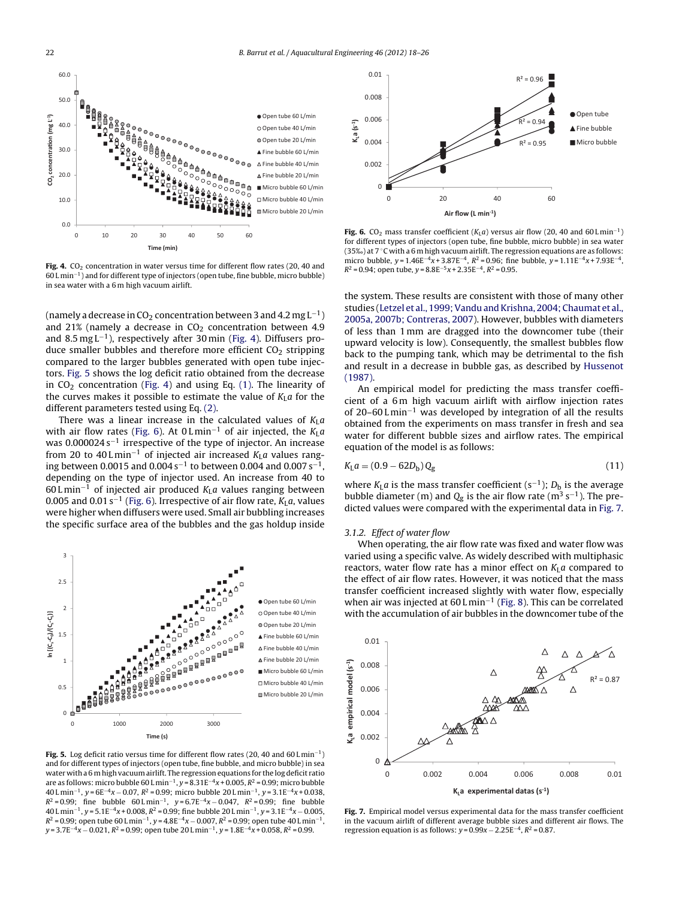(namely a decrease in $CO_2$ concentration between 3 and 4.2 mg $L^{-1}$) and 21% (namely a decrease in $CO_2$ concentration between 4.9 and 8.5 mg $L^{-1}$), respectively after 30 min (Fig. 4). Diffusers produce smaller bubbles and therefore more efficient $CO_2$ stripping compared to the larger bubbles generated with open tube injectors. Fig. 5 shows the log deficit ratio obtained from the decrease in $CO_2$ concentration (Fig. 4) and using Eq. (1). The linearity of the curves makes it possible to estimate the value of $K_La$ for the different parameters tested using Eq. (2).

There was a linear increase in the calculated values of $K_La$ with air flow rates (Fig. 6). At 0 L $min^{-1}$ of air injected, the $K_La$ was 0.000024 $s^{-1}$ irrespective of the type of injector. An increase from 20 to 40 L $min^{-1}$ of injected air increased $K_La$ values ranging between 0.0015 and 0.004 $s^{-1}$ to between 0.004 and 0.007 $s^{-1}$, depending on the type of injector used. An increase from 40 to 60 L $min^{-1}$ of injected air produced $K_La$ values ranging between 0.005 and 0.01 $s^{-1}$ (Fig. 6). Irrespective of air flow rate, $K_La$, values were higher when diffusers were used. Small air bubbling increases the specific surface area of the bubbles and the gas holdup inside the system. These results are consistent with those of many other studies (Letzel et al., 1999; Vandu and Krishna, 2004; Chaumat et al., 2005a, 2007b; Contreras, 2007). However, bubbles with diameters of less than 1 mm are dragged into the downcomer tube (their upward velocity is low). Consequently, the smallest bubbles flow back to the pumping tank, which may be detrimental to the fish and result in a decrease in bubble gas, as described by Hussenot (1987).

An empirical model for predicting the mass transfer coefficient of a 6 m high vacuum airlift with airflow injection rates of 20–60 L $min^{-1}$ was developed by integration of all the results obtained from the experiments on mass transfer in fresh and sea water for different bubble sizes and airflow rates. The empirical equation of the model is as follows:

$$K_La = (0.9 - 62D_b)Q_g \tag{11}$$

where $K_La$ is the mass transfer coefficient ($s^{-1}$); $D_b$ is the average bubble diameter (m) and $Q_g$ is the air flow rate ($m^3$ $s^{-1}$). The predicted values were compared with the experimental data in Fig. 7.

### 3.1.2. Effect of water flow

When operating, the air flow rate was fixed and water flow was varied using a specific valve. As widely described with multiphasic reactors, water flow rate has a minor effect on $K_La$ compared to the effect of air flow rates. However, it was noticed that the mass transfer coefficient increased slightly with water flow, especially when air was injected at 60 L $min^{-1}$ (Fig. 8). This can be correlated with the accumulation of air bubbles in the downcomer tube of the

**Fig. 4.** $CO_2$ concentration in water versus time for different flow rates (20, 40 and 60 L $min^{-1}$) and for different type of injectors (open tube, fine bubble, micro bubble) in sea water with a 6 m high vacuum airlift.

**Fig. 5.** Log deficit ratio versus time for different flow rates (20, 40 and 60 L $min^{-1}$) and for different types of injectors (open tube, fine bubble, and micro bubble) in sea water with a 6 m high vacuum airlift. The regression equations for the log deficit ratio are as follows: micro bubble 60 L $min^{-1}$, $y = 8.31E^{-4}x + 0.005$, $R^2 = 0.99$; micro bubble 40 L $min^{-1}$, $y = 6E^{-4}x - 0.07$, $R^2 = 0.99$; micro bubble 20 L $min^{-1}$, $y = 3.1E^{-4}x + 0.038$, $R^2 = 0.99$; fine bubble 60 L $min^{-1}$, $y = 6.7E^{-4}x - 0.047$, $R^2 = 0.99$; fine bubble 40 L $min^{-1}$, $y = 5.1E^{-4}x + 0.008$, $R^2 = 0.99$; fine bubble 20 L $min^{-1}$, $y = 3.1E^{-4}x - 0.005$, $R^2 = 0.99$; open tube 60 L $min^{-1}$, $y = 4.8E^{-4}x - 0.007$, $R^2 = 0.99$; open tube 40 L $min^{-1}$, $y = 3.7E^{-4}x - 0.021$, $R^2 = 0.99$; open tube 20 L $min^{-1}$, $y = 1.8E^{-4}x + 0.058$, $R^2 = 0.99$.

**Fig. 6.** $CO_2$ mass transfer coefficient ($K_La$) versus air flow (20, 40 and 60 L $min^{-1}$) for different types of injectors (open tube, fine bubble, micro bubble) in sea water (35‰) at 7 °C with a 6 m high vacuum airlift. The regression equations are as follows: micro bubble, $y = 1.46E^{-4}x + 3.87E^{-4}$, $R^2 = 0.96$; fine bubble, $y = 1.11E^{-4}x + 7.93E^{-4}$, $R^2 = 0.94$; open tube, $y = 8.8E^{-5}x + 2.35E^{-4}$, $R^2 = 0.95$.

**Fig. 7.** Empirical model versus experimental data for the mass transfer coefficient in the vacuum airlift of different average bubble sizes and different air flows. The regression equation is as follows: $y = 0.99x - 2.25E^{-4}$, $R^2 = 0.87$.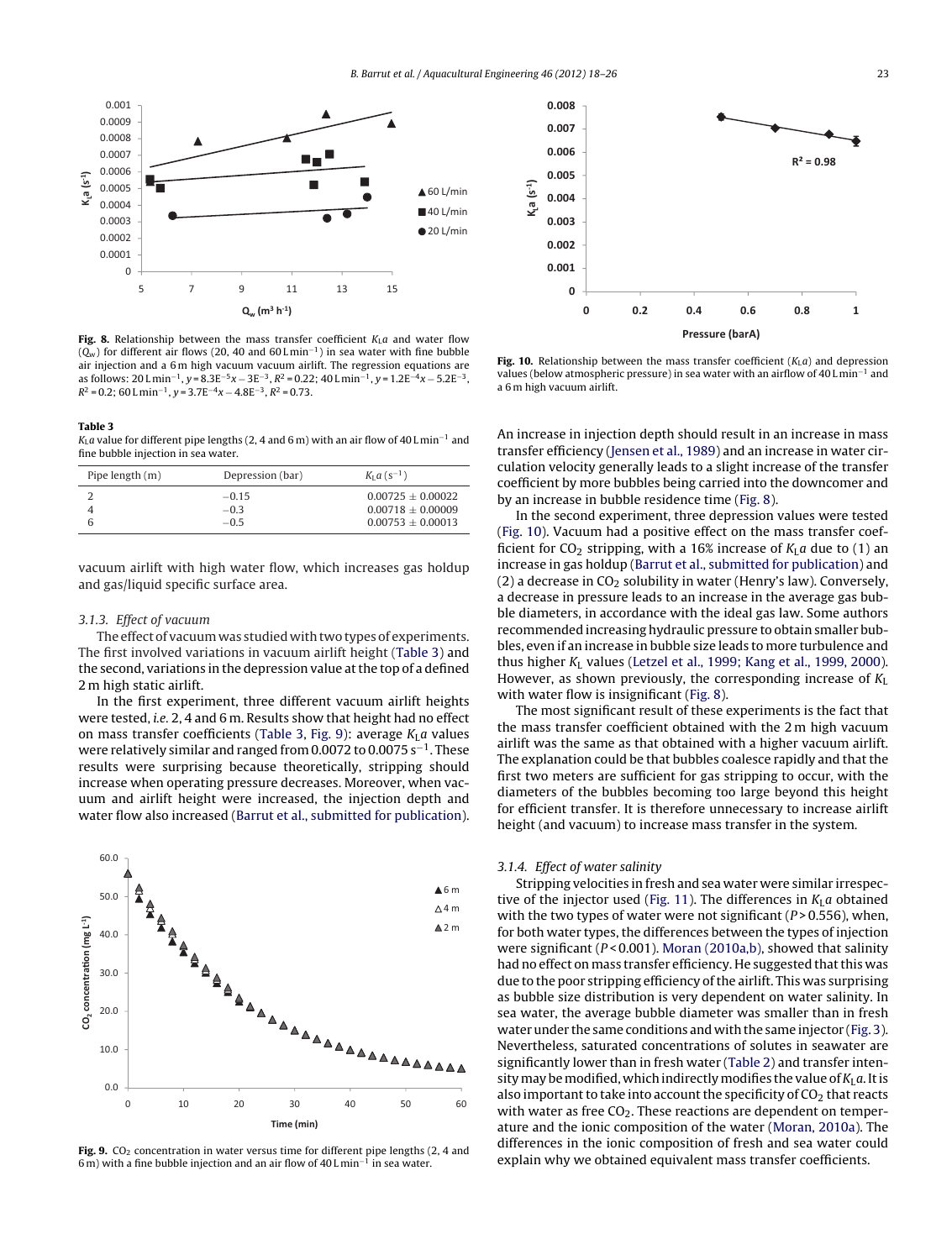**Fig. 8.** Relationship between the mass transfer coefficient $K_La$ and water flow ($Q_w$) for different air flows (20, 40 and 60 L min$^{-1}$) in sea water with fine bubble air injection and a 6 m high vacuum vacuum airlift. The regression equations are as follows: 20 L min$^{-1}$, $y = 8.3E^{-5}x - 3E^{-3}$, $R^2 = 0.22$; 40 L min$^{-1}$, $y = 1.2E^{-4}x - 5.2E^{-3}$, $R^2 = 0.2$; 60 L min$^{-1}$, $y = 3.7E^{-4}x - 4.8E^{-3}$, $R^2 = 0.73$.

**Fig. 10.** Relationship between the mass transfer coefficient ($K_La$) and depression values (below atmospheric pressure) in sea water with an airflow of 40 L min$^{-1}$ and a 6 m high vacuum airlift.

**Table 3**
$K_La$ value for different pipe lengths (2, 4 and 6 m) with an air flow of 40 L min$^{-1}$ and fine bubble injection in sea water.

| Pipe length (m) | Depression (bar) | $K_La$ (s$^{-1}$) |
|---|---|---|
| 2 | −0.15 | 0.00725 ± 0.00022 |
| 4 | −0.3 | 0.00718 ± 0.00009 |
| 6 | −0.5 | 0.00753 ± 0.00013 |

vacuum airlift with high water flow, which increases gas holdup and gas/liquid specific surface area.

### 3.1.3. Effect of vacuum

The effect of vacuum was studied with two types of experiments. The first involved variations in vacuum airlift height (Table 3) and the second, variations in the depression value at the top of a defined 2 m high static airlift.

In the first experiment, three different vacuum airlift heights were tested, *i.e.* 2, 4 and 6 m. Results show that height had no effect on mass transfer coefficients (Table 3, Fig. 9): average $K_La$ values were relatively similar and ranged from 0.0072 to 0.0075 s$^{-1}$. These results were surprising because theoretically, stripping should increase when operating pressure decreases. Moreover, when vacuum and airlift height were increased, the injection depth and water flow also increased (Barrut et al., submitted for publication).

**Fig. 9.** $CO_2$ concentration in water versus time for different pipe lengths (2, 4 and 6 m) with a fine bubble injection and an air flow of 40 L min$^{-1}$ in sea water.

An increase in injection depth should result in an increase in mass transfer efficiency (Jensen et al., 1989) and an increase in water circulation velocity generally leads to a slight increase of the transfer coefficient by more bubbles being carried into the downcomer and by an increase in bubble residence time (Fig. 8).

In the second experiment, three depression values were tested (Fig. 10). Vacuum had a positive effect on the mass transfer coefficient for $CO_2$ stripping, with a 16% increase of $K_La$ due to (1) an increase in gas holdup (Barrut et al., submitted for publication) and (2) a decrease in $CO_2$ solubility in water (Henry's law). Conversely, a decrease in pressure leads to an increase in the average gas bubble diameters, in accordance with the ideal gas law. Some authors recommended increasing hydraulic pressure to obtain smaller bubbles, even if an increase in bubble size leads to more turbulence and thus higher $K_L$ values (Letzel et al., 1999; Kang et al., 1999, 2000). However, as shown previously, the corresponding increase of $K_L$ with water flow is insignificant (Fig. 8).

The most significant result of these experiments is the fact that the mass transfer coefficient obtained with the 2 m high vacuum airlift was the same as that obtained with a higher vacuum airlift. The explanation could be that bubbles coalesce rapidly and that the first two meters are sufficient for gas stripping to occur, with the diameters of the bubbles becoming too large beyond this height for efficient transfer. It is therefore unnecessary to increase airlift height (and vacuum) to increase mass transfer in the system.

### 3.1.4. Effect of water salinity

Stripping velocities in fresh and sea water were similar irrespective of the injector used (Fig. 11). The differences in $K_La$ obtained with the two types of water were not significant ($P > 0.556$), when, for both water types, the differences between the types of injection were significant ($P < 0.001$). Moran (2010a,b), showed that salinity had no effect on mass transfer efficiency. He suggested that this was due to the poor stripping efficiency of the airlift. This was surprising as bubble size distribution is very dependent on water salinity. In sea water, the average bubble diameter was smaller than in fresh water under the same conditions and with the same injector (Fig. 3). Nevertheless, saturated concentrations of solutes in seawater are significantly lower than in fresh water (Table 2) and transfer intensity may be modified, which indirectly modifies the value of $K_La$. It is also important to take into account the specificity of $CO_2$ that reacts with water as free $CO_2$. These reactions are dependent on temperature and the ionic composition of the water (Moran, 2010a). The differences in the ionic composition of fresh and sea water could explain why we obtained equivalent mass transfer coefficients.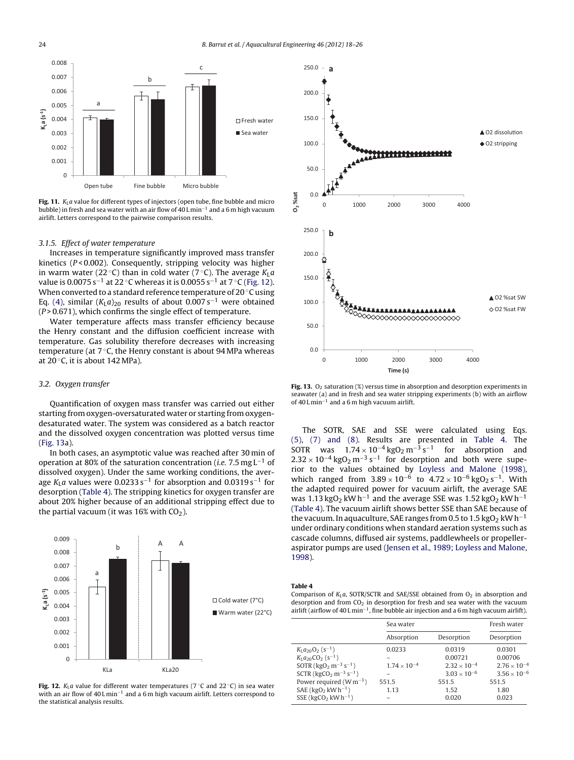**Fig. 11.** $K_La$ value for different types of injectors (open tube, fine bubble and micro bubble) in fresh and sea water with an air flow of 40 L min$^{-1}$ and a 6 m high vacuum airlift. Letters correspond to the pairwise comparison results.

### 3.1.5. Effect of water temperature

Increases in temperature significantly improved mass transfer kinetics ($P < 0.002$). Consequently, stripping velocity was higher in warm water (22 °C) than in cold water (7 °C). The average $K_La$ value is 0.0075 s$^{-1}$ at 22 °C whereas it is 0.0055 s$^{-1}$ at 7 °C (Fig. 12). When converted to a standard reference temperature of 20 °C using Eq. (4), similar $(K_La)_{20}$ results of about 0.007 s$^{-1}$ were obtained ($P > 0.671$), which confirms the single effect of temperature.

Water temperature affects mass transfer efficiency because the Henry constant and the diffusion coefficient increase with temperature. Gas solubility therefore decreases with increasing temperature (at 7 °C, the Henry constant is about 94 MPa whereas at 20 °C, it is about 142 MPa).

## 3.2. Oxygen transfer

Quantification of oxygen mass transfer was carried out either starting from oxygen-oversaturated water or starting from oxygen-desaturated water. The system was considered as a batch reactor and the dissolved oxygen concentration was plotted versus time (Fig. 13a).

In both cases, an asymptotic value was reached after 30 min of operation at 80% of the saturation concentration (*i.e.* 7.5 mg L$^{-1}$ of dissolved oxygen). Under the same working conditions, the average $K_La$ values were 0.0233 s$^{-1}$ for absorption and 0.0319 s$^{-1}$ for desorption (Table 4). The stripping kinetics for oxygen transfer are about 20% higher because of an additional stripping effect due to the partial vacuum (it was 16% with $CO_2$).

**Fig. 12.** $K_La$ value for different water temperatures (7 °C and 22 °C) in sea water with an air flow of 40 L min$^{-1}$ and a 6 m high vacuum airlift. Letters correspond to the statistical analysis results.

**Fig. 13.** $O_2$ saturation (%) versus time in absorption and desorption experiments in seawater (a) and in fresh and sea water stripping experiments (b) with an airflow of 40 L min$^{-1}$ and a 6 m high vacuum airlift.

The SOTR, SAE and SSE were calculated using Eqs. (5), (7) and (8). Results are presented in Table 4. The SOTR was $1.74 \times 10^{-4}$ kg$O_2$ m$^{-3}$ s$^{-1}$ for absorption and $2.32 \times 10^{-4}$ kg$O_2$ m$^{-3}$ s$^{-1}$ for desorption and both were superior to the values obtained by Loyless and Malone (1998), which ranged from $3.89 \times 10^{-6}$ to $4.72 \times 10^{-6}$ kg$O_2$ s$^{-1}$. With the adapted required power for vacuum airlift, the average SAE was 1.13 kg$O_2$ kW h$^{-1}$ and the average SSE was 1.52 kg$O_2$ kW h$^{-1}$ (Table 4). The vacuum airlift shows better SSE than SAE because of the vacuum. In aquaculture, SAE ranges from 0.5 to 1.5 kg$O_2$ kW h$^{-1}$ under ordinary conditions when standard aeration systems such as cascade columns, diffused air systems, paddlewheels or propeller-aspirator pumps are used (Jensen et al., 1989; Loyless and Malone, 1998).

**Table 4**
Comparison of $K_La$, SOTR/SCTR and SAE/SSE obtained from $O_2$ in absorption and desorption and from $CO_2$ in desorption for fresh and sea water with the vacuum airlift (airflow of 40 L min$^{-1}$, fine bubble air injection and a 6 m high vacuum airlift).

| | Sea water | | Fresh water |
|---|---|---|---|
| | Absorption | Desorption | Desorption |
| $K_La_{20}O_2$ (s$^{-1}$) | 0.0233 | 0.0319 | 0.0301 |
| $K_La_{20}CO_2$ (s$^{-1}$) | – | 0.00721 | 0.00706 |
| SOTR (kg$O_2$ m$^{-3}$ s$^{-1}$) | $1.74 \times 10^{-4}$ | $2.32 \times 10^{-4}$ | $2.76 \times 10^{-4}$ |
| SCTR (kg$CO_2$ m$^{-3}$ s$^{-1}$) | – | $3.03 \times 10^{-6}$ | $3.56 \times 10^{-6}$ |
| Power required (W m$^{-3}$) | 551.5 | 551.5 | 551.5 |
| SAE (kg$O_2$ kW h$^{-1}$) | 1.13 | 1.52 | 1.80 |
| SSE (kg$CO_2$ kW h$^{-1}$) | – | 0.020 | 0.023 |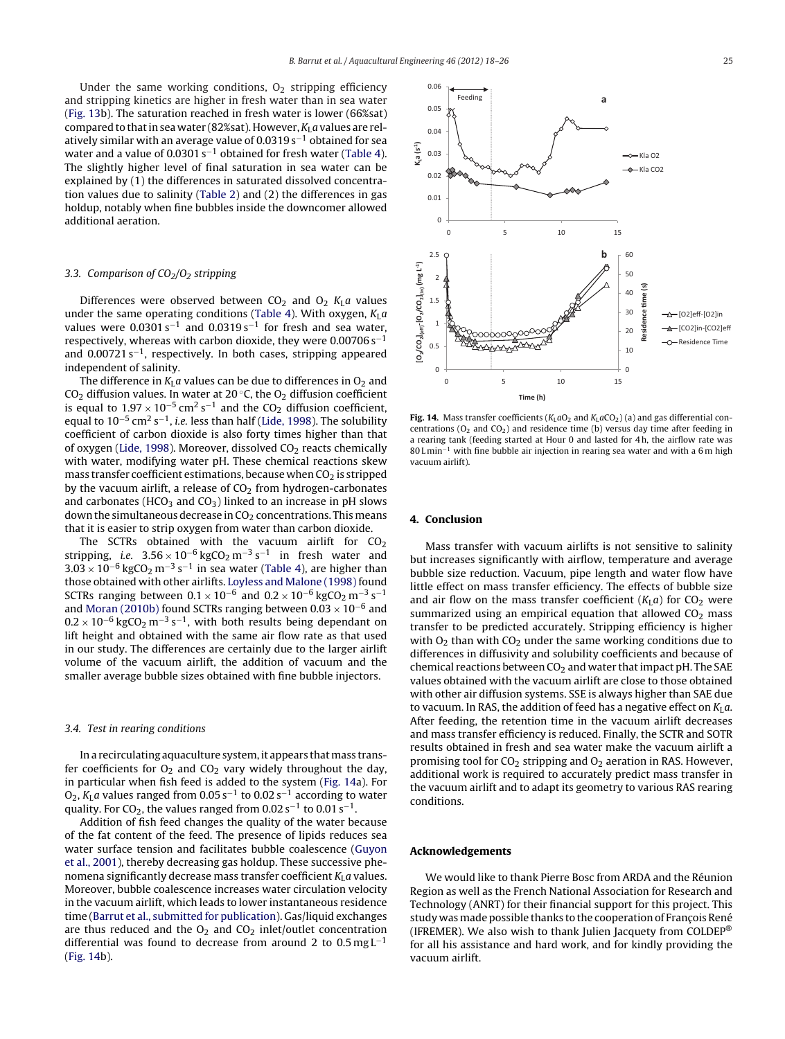Under the same working conditions, $O_2$ stripping efficiency and stripping kinetics are higher in fresh water than in sea water (Fig. 13b). The saturation reached in fresh water is lower (66%sat) compared to that in sea water (82%sat). However, $K_La$ values are relatively similar with an average value of $0.0319\,s^{-1}$ obtained for sea water and a value of $0.0301\,s^{-1}$ obtained for fresh water (Table 4). The slightly higher level of final saturation in sea water can be explained by (1) the differences in saturated dissolved concentration values due to salinity (Table 2) and (2) the differences in gas holdup, notably when fine bubbles inside the downcomer allowed additional aeration.

### 3.3. Comparison of $CO_2$/$O_2$ stripping

Differences were observed between $CO_2$ and $O_2$ $K_La$ values under the same operating conditions (Table 4). With oxygen, $K_La$ values were $0.0301\,s^{-1}$ and $0.0319\,s^{-1}$ for fresh and sea water, respectively, whereas with carbon dioxide, they were $0.00706\,s^{-1}$ and $0.00721\,s^{-1}$, respectively. In both cases, stripping appeared independent of salinity.

The difference in $K_La$ values can be due to differences in $O_2$ and $CO_2$ diffusion values. In water at 20 °C, the $O_2$ diffusion coefficient is equal to $1.97 \times 10^{-5}\,cm^2\,s^{-1}$ and the $CO_2$ diffusion coefficient, equal to $10^{-5}\,cm^2\,s^{-1}$, *i.e.* less than half (Lide, 1998). The solubility coefficient of carbon dioxide is also forty times higher than that of oxygen (Lide, 1998). Moreover, dissolved $CO_2$ reacts chemically with water, modifying water pH. These chemical reactions skew mass transfer coefficient estimations, because when $CO_2$ is stripped by the vacuum airlift, a release of $CO_2$ from hydrogen-carbonates and carbonates ($HCO_3$ and $CO_3$) linked to an increase in pH slows down the simultaneous decrease in $CO_2$ concentrations. This means that it is easier to strip oxygen from water than carbon dioxide.

The SCTRs obtained with the vacuum airlift for $CO_2$ stripping, *i.e.* $3.56 \times 10^{-6}\,kgCO_2\,m^{-3}\,s^{-1}$ in fresh water and $3.03 \times 10^{-6}\,kgCO_2\,m^{-3}\,s^{-1}$ in sea water (Table 4), are higher than those obtained with other airlifts. Loyless and Malone (1998) found SCTRs ranging between $0.1 \times 10^{-6}$ and $0.2 \times 10^{-6}\,kgCO_2\,m^{-3}\,s^{-1}$ and Moran (2010b) found SCTRs ranging between $0.03 \times 10^{-6}$ and $0.2 \times 10^{-6}\,kgCO_2\,m^{-3}\,s^{-1}$, with both results being dependant on lift height and obtained with the same air flow rate as that used in our study. The differences are certainly due to the larger airlift volume of the vacuum airlift, the addition of vacuum and the smaller average bubble sizes obtained with fine bubble injectors.

### 3.4. Test in rearing conditions

In a recirculating aquaculture system, it appears that mass transfer coefficients for $O_2$ and $CO_2$ vary widely throughout the day, in particular when fish feed is added to the system (Fig. 14a). For $O_2$, $K_La$ values ranged from $0.05\,s^{-1}$ to $0.02\,s^{-1}$ according to water quality. For $CO_2$, the values ranged from $0.02\,s^{-1}$ to $0.01\,s^{-1}$.

Addition of fish feed changes the quality of the water because of the fat content of the feed. The presence of lipids reduces sea water surface tension and facilitates bubble coalescence (Guyon et al., 2001), thereby decreasing gas holdup. These successive phenomena significantly decrease mass transfer coefficient $K_La$ values. Moreover, bubble coalescence increases water circulation velocity in the vacuum airlift, which leads to lower instantaneous residence time (Barrut et al., submitted for publication). Gas/liquid exchanges are thus reduced and the $O_2$ and $CO_2$ inlet/outlet concentration differential was found to decrease from around 2 to $0.5\,mg\,L^{-1}$ (Fig. 14b).

**Fig. 14.** Mass transfer coefficients ($K_LaO_2$ and $K_LaCO_2$) (a) and gas differential concentrations ($O_2$ and $CO_2$) and residence time (b) versus day time after feeding in a rearing tank (feeding started at Hour 0 and lasted for 4 h, the airflow rate was $80\,L\,min^{-1}$ with fine bubble air injection in rearing sea water and with a 6 m high vacuum airlift).

## 4. Conclusion

Mass transfer with vacuum airlifts is not sensitive to salinity but increases significantly with airflow, temperature and average bubble size reduction. Vacuum, pipe length and water flow have little effect on mass transfer efficiency. The effects of bubble size and air flow on the mass transfer coefficient ($K_La$) for $CO_2$ were summarized using an empirical equation that allowed $CO_2$ mass transfer to be predicted accurately. Stripping efficiency is higher with $O_2$ than with $CO_2$ under the same working conditions due to differences in diffusivity and solubility coefficients and because of chemical reactions between $CO_2$ and water that impact pH. The SAE values obtained with the vacuum airlift are close to those obtained with other air diffusion systems. SSE is always higher than SAE due to vacuum. In RAS, the addition of feed has a negative effect on $K_La$. After feeding, the retention time in the vacuum airlift decreases and mass transfer efficiency is reduced. Finally, the SCTR and SOTR results obtained in fresh and sea water make the vacuum airlift a promising tool for $CO_2$ stripping and $O_2$ aeration in RAS. However, additional work is required to accurately predict mass transfer in the vacuum airlift and to adapt its geometry to various RAS rearing conditions.

## Acknowledgements

We would like to thank Pierre Bosc from ARDA and the Réunion Region as well as the French National Association for Research and Technology (ANRT) for their financial support for this project. This study was made possible thanks to the cooperation of François René (IFREMER). We also wish to thank Julien Jacquety from COLDEP® for all his assistance and hard work, and for kindly providing the vacuum airlift.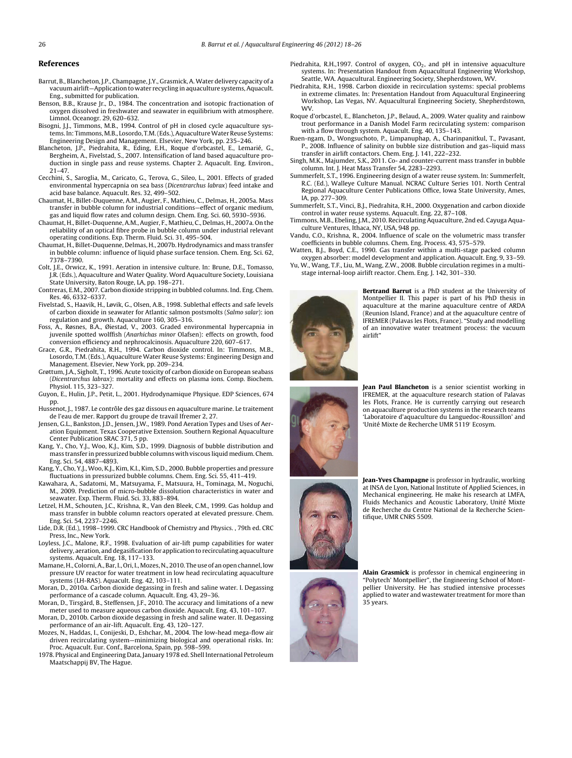## References

Barrut, B., Blancheton, J.P., Champagne, J.Y., Grasmick, A. Water delivery capacity of a vacuum airlift—Application to water recycling in aquaculture systems, Aquacult. Eng., submitted for publication.

Benson, B.B., Krause Jr., D., 1984. The concentration and isotopic fractionation of oxygen dissolved in freshwater and seawater in equilibrium with atmosphere. Limnol. Oceanogr. 29, 620–632.

Bisogni, J.J., Timmons, M.B., 1994. Control of pH in closed cycle aquaculture systems. In: Timmons, M.B., Losordo, T.M. (Eds.), Aquaculture Water Reuse Systems: Engineering Design and Management. Elsevier, New York, pp. 235–246.

Blancheton, J.P., Piedrahita, R., Eding, E.H., Roque d'orbcastel, E., Lemarié, G., Bergheim, A., Fivelstad, S., 2007. Intensification of land based aquaculture production in single pass and reuse systems. Chapter 2. Aquacult. Eng. Environ., 21–47.

Cecchini, S., Saroglia, M., Caricato, G., Terova, G., Sileo, L., 2001. Effects of graded environmental hypercapnia on sea bass (*Dicentrarchus labrax*) feed intake and acid base balance. Aquacult. Res. 32, 499–502.

Chaumat, H., Billet-Duquenne, A.M., Augier, F., Mathieu, C., Delmas, H., 2005a. Mass transfer in bubble column for industrial conditions—effect of organic medium, gas and liquid flow rates and column design. Chem. Eng. Sci. 60, 5930–5936.

Chaumat, H., Billet-Duquenne, A.M., Augier, F., Mathieu, C., Delmas, H., 2007a. On the reliability of an optical fibre probe in bubble column under industrial relevant operating conditions. Exp. Therm. Fluid. Sci. 31, 495–504.

Chaumat, H., Billet-Duquenne, Delmas, H., 2007b. Hydrodynamics and mass transfer in bubble column: influence of liquid phase surface tension. Chem. Eng. Sci. 62, 7378–7390.

Colt, J.E., Orwicz, K., 1991. Aeration in intensive culture. In: Brune, D.E., Tomasso, J.R. (Eds.), Aquaculture and Water Quality. Word Aquaculture Society, Louisiana State University, Baton Rouge, LA, pp. 198–271.

Contreras, E.M., 2007. Carbon dioxide stripping in bubbled columns. Ind. Eng. Chem. Res. 46, 6332–6337.

Fivelstad, S., Haavik, H., Løvik, G., Olsen, A.B., 1998. Sublethal effects and safe levels of carbon dioxide in seawater for Atlantic salmon postsmolts (*Salmo salar*): ion regulation and growth. Aquaculture 160, 305–316.

Foss, A., Røsnes, B.A., Øiestad, V., 2003. Graded environmental hypercapnia in juvenile spotted wolffish (*Anarhichas minor* Olafsen): effects on growth, food conversion efficiency and nephrocalcinosis. Aquaculture 220, 607–617.

Grace, G.R., Piedrahita, R.H., 1994. Carbon dioxide control. In: Timmons, M.B., Losordo, T.M. (Eds.), Aquaculture Water Reuse Systems: Engineering Design and Management. Elsevier, New York, pp. 209–234.

Grøttum, J.A., Sigholt, T., 1996. Acute toxicity of carbon dioxide on European seabass (*Dicentrarchus labrax*): mortality and effects on plasma ions. Comp. Biochem. Physiol. 115, 323–327.

Guyon, E., Hulin, J.P., Petit, L., 2001. Hydrodynamique Physique. EDP Sciences, 674 pp.

Hussenot, J., 1987. Le contrôle des gaz dissous en aquaculture marine. Le traitement de l'eau de mer. Rapport du groupe de travail Ifremer 2, 27.

Jensen, G.L., Bankston, J.D., Jensen, J.W., 1989. Pond Aeration Types and Uses of Aeration Equipment. Texas Cooperative Extension. Southern Regional Aquaculture Center Publication SRAC 371, 5 pp.

Kang, Y., Cho, Y.J., Woo, K.J., Kim, S.D., 1999. Diagnosis of bubble distribution and mass transfer in pressurized bubble columns with viscous liquid medium. Chem. Eng. Sci. 54, 4887–4893.

Kang, Y., Cho, Y.J., Woo, K.J., Kim, K.I., Kim, S.D., 2000. Bubble properties and pressure fluctuations in pressurized bubble columns. Chem. Eng. Sci. 55, 411–419.

Kawahara, A., Sadatomi, M., Matsuyama, F., Matsuura, H., Tominaga, M., Noguchi, M., 2009. Prediction of micro-bubble dissolution characteristics in water and seawater. Exp. Therm. Fluid. Sci. 33, 883–894.

Letzel, H.M., Schouten, J.C., Krishna, R., Van den Bleek, C.M., 1999. Gas holdup and mass transfer in bubble column reactors operated at elevated pressure. Chem. Eng. Sci. 54, 2237–2246.

Lide, D.R. (Ed.), 1998–1999. CRC Handbook of Chemistry and Physics. , 79th ed. CRC Press, Inc., New York.

Loyless, J.C., Malone, R.F., 1998. Evaluation of air-lift pump capabilities for water delivery, aeration, and degasification for application to recirculating aquaculture systems. Aquacult. Eng. 18, 117–133.

Mamane, H., Colorni, A., Bar, I., Ori, I., Mozes, N., 2010. The use of an open channel, low pressure UV reactor for water treatment in low head recirculating aquaculture systems (LH-RAS). Aquacult. Eng. 42, 103–111.

Moran, D., 2010a. Carbon dioxide degassing in fresh and saline water. I. Degassing performance of a cascade column. Aquacult. Eng. 43, 29–36.

Moran, D., Tirsgård, B., Steffensen, J.F., 2010. The accuracy and limitations of a new meter used to measure aqueous carbon dioxide. Aquacult. Eng. 43, 101–107.

Moran, D., 2010b. Carbon dioxide degassing in fresh and saline water. II. Degassing performance of an air-lift. Aquacult. Eng. 43, 120–127.

Mozes, N., Haddas, I., Conijeski, D., Eshchar, M., 2004. The low-head mega-flow air driven recirculating system—minimizing biological and operational risks. In: Proc. Aquacult. Eur. Conf., Barcelona, Spain, pp. 598–599.

1978. Physical and Engineering Data, January 1978 ed. Shell International Petroleum Maatschappij BV, The Hague.

Piedrahita, R.H.,1997. Control of oxygen, $CO_2$, and pH in intensive aquaculture systems. In: Presentation Handout from Aquacultural Engineering Workshop, Seattle, WA. Aquacultural. Engineering Society, Shepherdstown, WV.

Piedrahita, R.H., 1998. Carbon dioxide in recirculation systems: special problems in extreme climates. In: Presentation Handout from Aquacultural Engineering Workshop, Las Vegas, NV. Aquacultural Engineering Society, Shepherdstown, WV.

Roque d'orbcastel, E., Blancheton, J.P., Belaud, A., 2009. Water quality and rainbow trout performance in a Danish Model Farm recirculating system: comparison with a flow through system. Aquacult. Eng. 40, 135–143.

Ruen-ngam, D., Wongsuchoto, P., Limpanuphap, A., Charinpanitkul, T., Pavasant, P., 2008. Influence of salinity on bubble size distribution and gas–liquid mass transfer in airlift contactors. Chem. Eng. J. 141, 222–232.

Singh, M.K., Majumder, S.K., 2011. Co- and counter-current mass transfer in bubble column. Int. J. Heat Mass Transfer 54, 2283–2293.

Summerfelt, S.T., 1996. Engineering design of a water reuse system. In: Summerfelt, R.C. (Ed.), Walleye Culture Manual. NCRAC Culture Series 101. North Central Regional Aquaculture Center Publications Office, Iowa State University, Ames, IA, pp. 277–309.

Summerfelt, S.T., Vinci, B.J., Piedrahita, R.H., 2000. Oxygenation and carbon dioxide control in water reuse systems. Aquacult. Eng. 22, 87–108.

Timmons, M.B., Ebeling, J.M., 2010. Recirculating Aquaculture, 2nd ed. Cayuga Aquaculture Ventures, Ithaca, NY, USA, 948 pp.

Vandu, C.O., Krishna, R., 2004. Influence of scale on the volumetric mass transfer coefficients in bubble columns. Chem. Eng. Process. 43, 575–579.

Watten, B.J., Boyd, C.E., 1990. Gas transfer within a multi-stage packed column oxygen absorber: model development and application. Aquacult. Eng. 9, 33–59.

Yu, W., Wang, T.F., Liu, M., Wang, Z.W., 2008. Bubble circulation regimes in a multi-stage internal-loop airlift reactor. Chem. Eng. J. 142, 301–330.

**Bertrand Barrut** is a PhD student at the University of Montpellier II. This paper is part of his PhD thesis in aquaculture at the marine aquaculture centre of ARDA (Reunion Island, France) and at the aquaculture centre of IFREMER (Palavas les Flots, France). "Study and modelling of an innovative water treatment process: the vacuum airlift"

**Jean Paul Blancheton** is a senior scientist working in IFREMER, at the aquaculture research station of Palavas les Flots, France. He is currently carrying out research on aquaculture production systems in the research teams 'Laboratoire d'aquaculture du Languedoc-Roussillon' and 'Unité Mixte de Recherche UMR 5119' Ecosym.

**Jean-Yves Champagne** is professor in hydraulic, working at INSA de Lyon, National Institute of Applied Sciences, in Mechanical engineering. He make his research at LMFA, Fluids Mechanics and Acoustic Laboratory, Unité Mixte de Recherche du Centre National de la Recherche Scientifique, UMR CNRS 5509.

**Alain Grasmick** is professor in chemical engineering in "Polytech' Montpellier", the Engineering School of Montpellier University. He has studied intensive processes applied to water and wastewater treatment for more than 35 years.